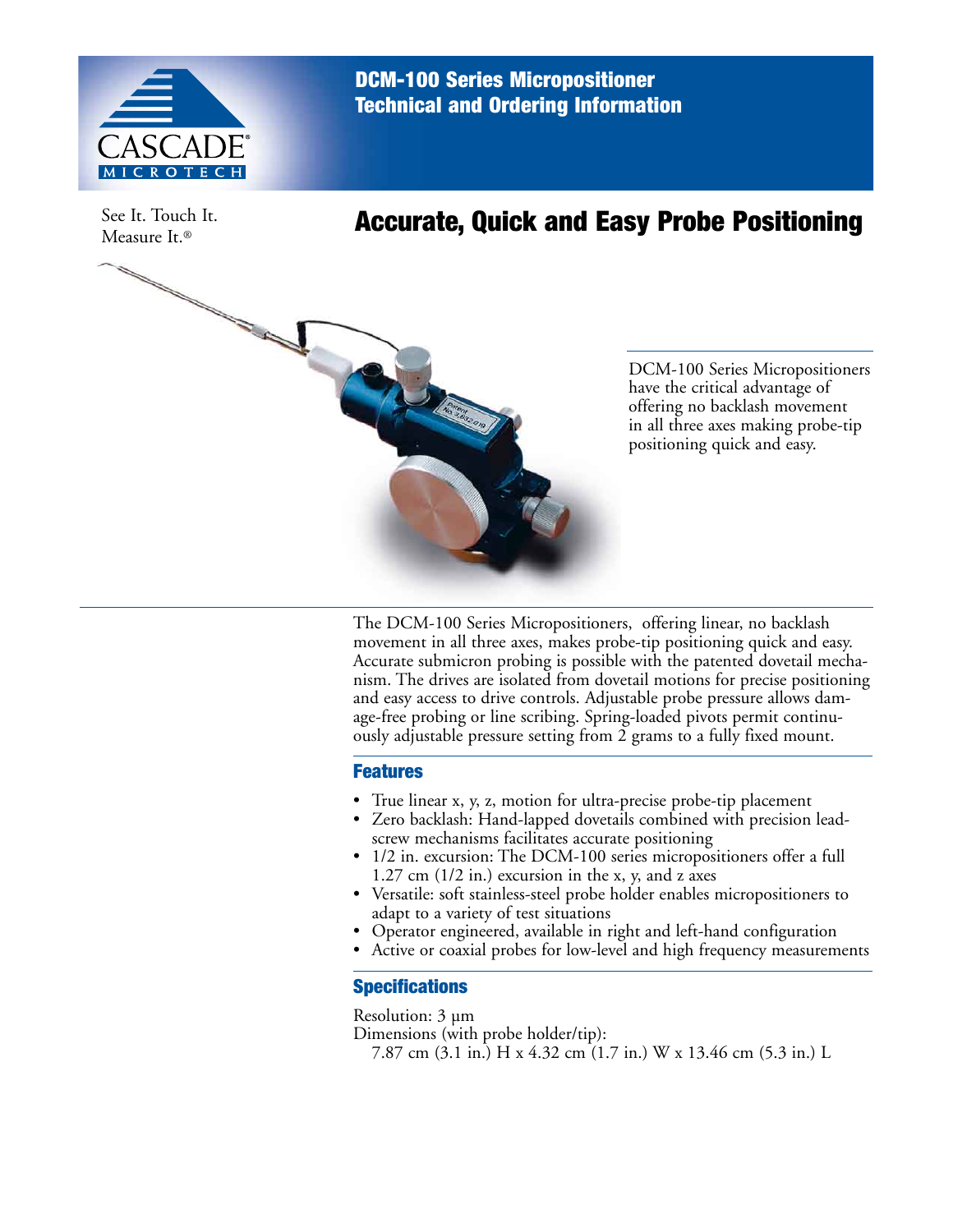# DCM-100 Series Micropositioner Technical and Ordering Information

CASCADE MICROTECH

See It. Touch It. Measure It.®

## Accurate, Quick and Easy Probe Positioning

DCM-100 Series Micropositioners have the critical advantage of offering no backlash movement in all three axes making probe-tip positioning quick and easy.

The DCM-100 Series Micropositioners, offering linear, no backlash movement in all three axes, makes probe-tip positioning quick and easy. Accurate submicron probing is possible with the patented dovetail mechanism. The drives are isolated from dovetail motions for precise positioning and easy access to drive controls. Adjustable probe pressure allows damage-free probing or line scribing. Spring-loaded pivots permit continuously adjustable pressure setting from 2 grams to a fully fixed mount.

### Features

- True linear x, y, z, motion for ultra-precise probe-tip placement
- Zero backlash: Hand-lapped dovetails combined with precision lead-screw mechanisms facilitates accurate positioning
- 1/2 in. excursion: The DCM-100 series micropositioners offer a full 1.27 cm (1/2 in.) excursion in the x, y, and z axes
- Versatile: soft stainless-steel probe holder enables micropositioners to adapt to a variety of test situations
- Operator engineered, available in right and left-hand configuration
- Active or coaxial probes for low-level and high frequency measurements

### Specifications

Resolution: 3 µm

Dimensions (with probe holder/tip):

7.87 cm (3.1 in.) H x 4.32 cm (1.7 in.) W x 13.46 cm (5.3 in.) L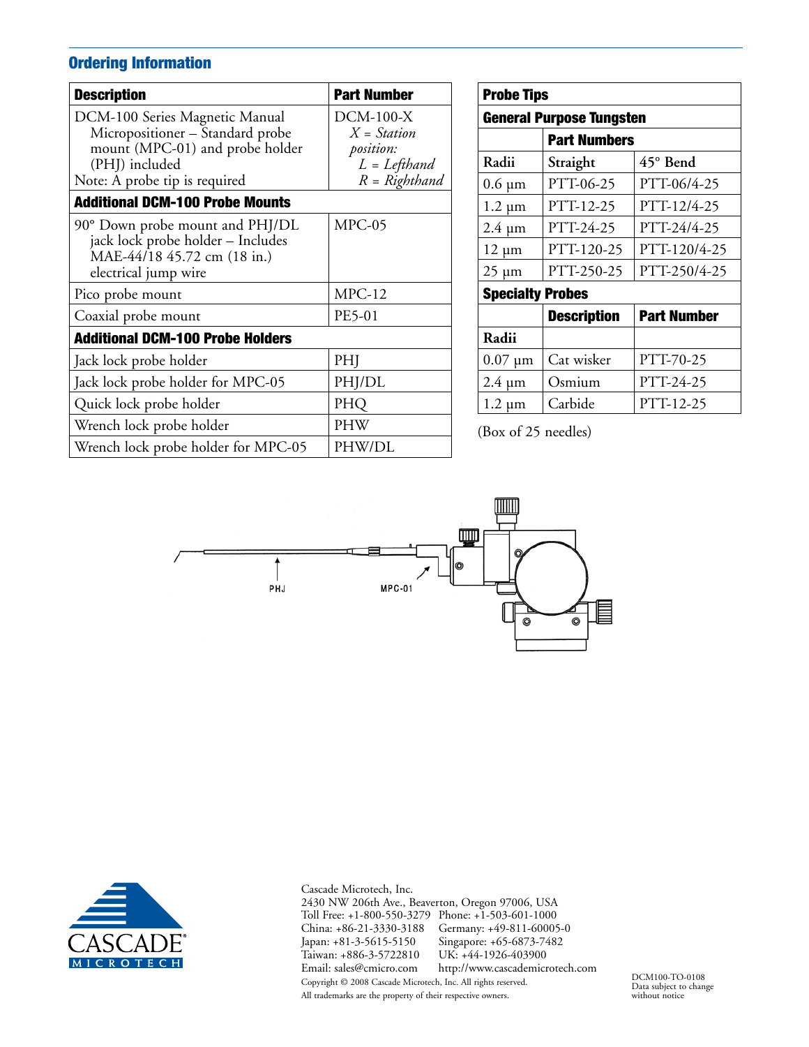## Ordering Information

| Description | Part Number |
|---|---|
| DCM-100 Series Magnetic Manual Micropositioner – Standard probe mount (MPC-01) and probe holder (PHJ) included<br>Note: A probe tip is required | DCM-100-X<br>*X = Station position:*<br>*L = Lefthand*<br>*R = Righthand* |
| **Additional DCM-100 Probe Mounts** | |
| 90° Down probe mount and PHJ/DL jack lock probe holder – Includes MAE-44/18 45.72 cm (18 in.) electrical jump wire | MPC-05 |
| Pico probe mount | MPC-12 |
| Coaxial probe mount | PE5-01 |
| **Additional DCM-100 Probe Holders** | |
| Jack lock probe holder | PHJ |
| Jack lock probe holder for MPC-05 | PHJ/DL |
| Quick lock probe holder | PHQ |
| Wrench lock probe holder | PHW |
| Wrench lock probe holder for MPC-05 | PHW/DL |

| Probe Tips | | |
|---|---|---|
| **General Purpose Tungsten** | | |
| | **Part Numbers** | |
| **Radii** | **Straight** | **45° Bend** |
| 0.6 µm | PTT-06-25 | PTT-06/4-25 |
| 1.2 µm | PTT-12-25 | PTT-12/4-25 |
| 2.4 µm | PTT-24-25 | PTT-24/4-25 |
| 12 µm | PTT-120-25 | PTT-120/4-25 |
| 25 µm | PTT-250-25 | PTT-250/4-25 |
| **Specialty Probes** | | |
| | **Description** | **Part Number** |
| **Radii** | | |
| 0.07 µm | Cat wisker | PTT-70-25 |
| 2.4 µm | Osmium | PTT-24-25 |
| 1.2 µm | Carbide | PTT-12-25 |

(Box of 25 needles)

PHJ

MPC-01

Cascade Microtech, Inc.
2430 NW 206th Ave., Beaverton, Oregon 97006, USA
Toll Free: +1-800-550-3279 Phone: +1-503-601-1000
China: +86-21-3330-3188 Germany: +49-811-60005-0
Japan: +81-3-5615-5150 Singapore: +65-6873-7482
Taiwan: +886-3-5722810 UK: +44-1926-403900
Email: sales@cmicro.com http://www.cascademicrotech.com

Copyright © 2008 Cascade Microtech, Inc. All rights reserved.
All trademarks are the property of their respective owners.

DCM100-TO-0108
Data subject to change without notice